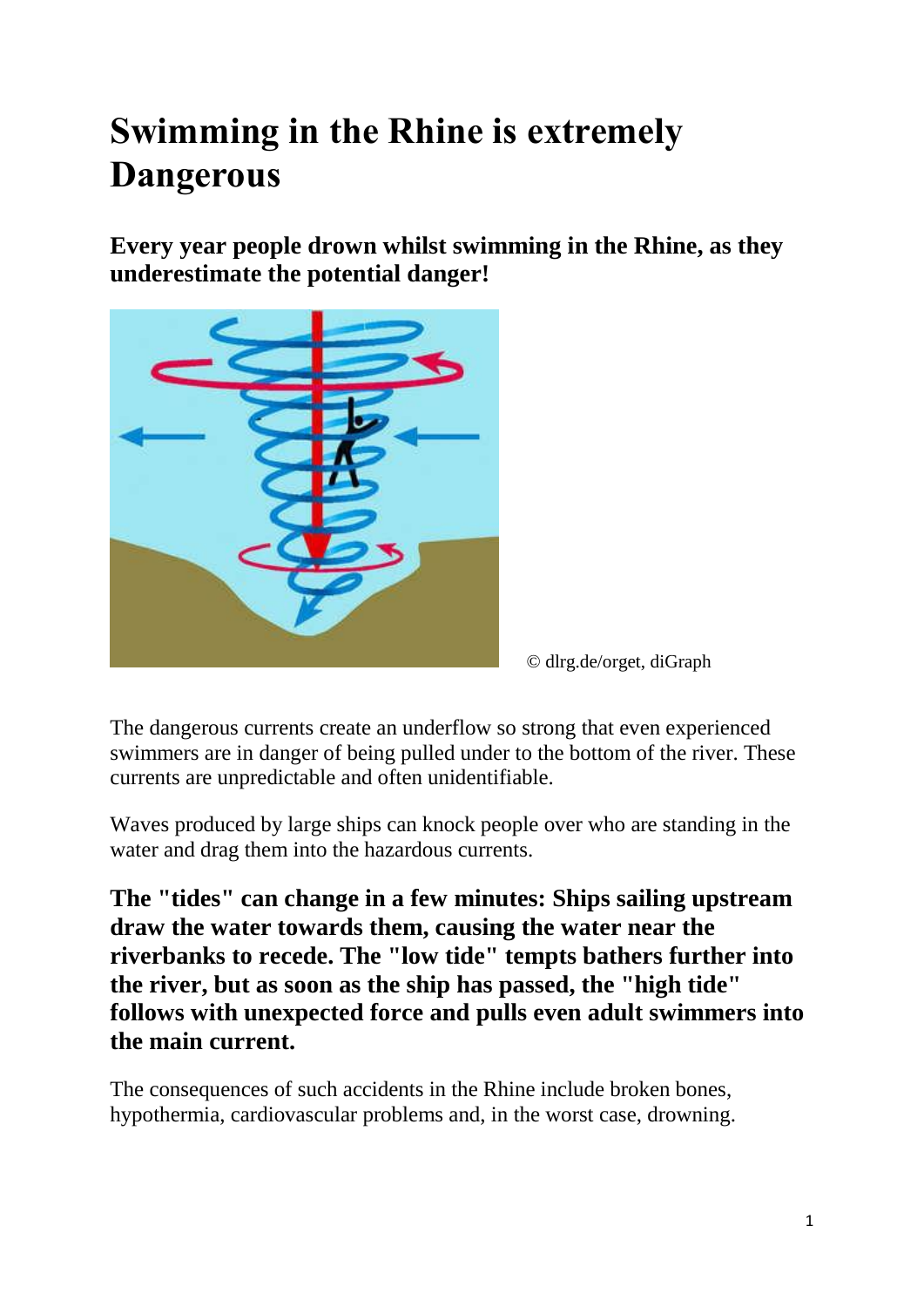# Swimming in the Rhine is extremely Dangerous

**Every year people drown whilst swimming in the Rhine, as they underestimate the potential danger!**

© dlrg.de/orget, diGraph

The dangerous currents create an underflow so strong that even experienced swimmers are in danger of being pulled under to the bottom of the river. These currents are unpredictable and often unidentifiable.

Waves produced by large ships can knock people over who are standing in the water and drag them into the hazardous currents.

**The "tides" can change in a few minutes: Ships sailing upstream draw the water towards them, causing the water near the riverbanks to recede. The "low tide" tempts bathers further into the river, but as soon as the ship has passed, the "high tide" follows with unexpected force and pulls even adult swimmers into the main current.**

The consequences of such accidents in the Rhine include broken bones, hypothermia, cardiovascular problems and, in the worst case, drowning.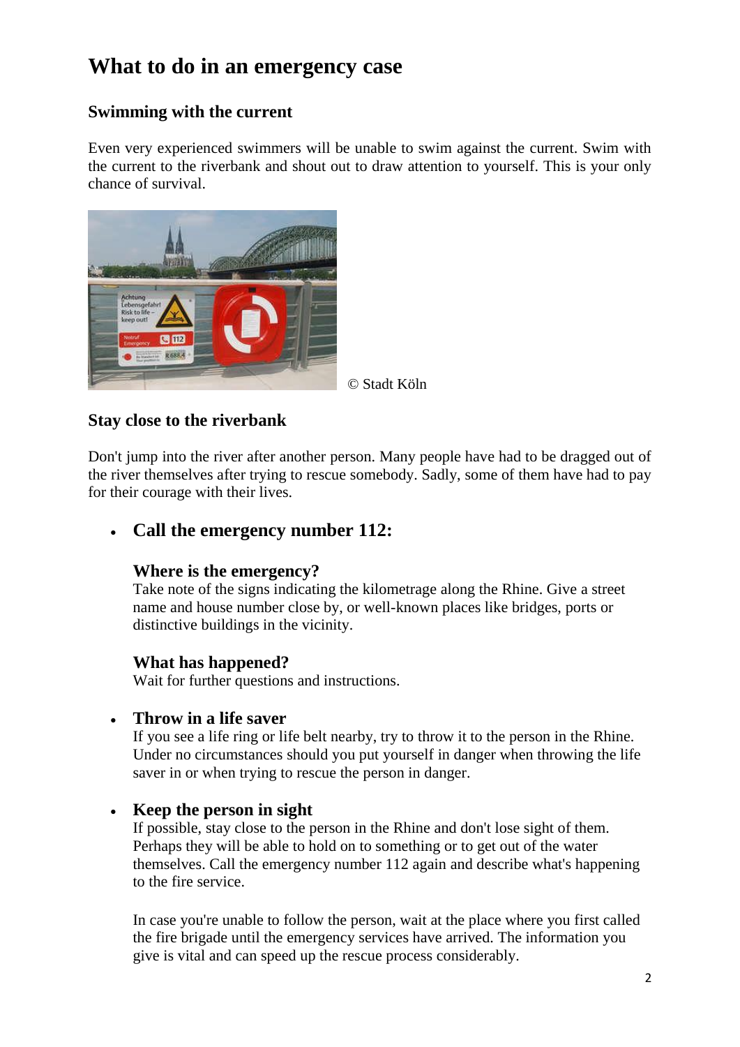# What to do in an emergency case

## Swimming with the current

Even very experienced swimmers will be unable to swim against the current. Swim with the current to the riverbank and shout out to draw attention to yourself. This is your only chance of survival.

© Stadt Köln

## Stay close to the riverbank

Don't jump into the river after another person. Many people have had to be dragged out of the river themselves after trying to rescue somebody. Sadly, some of them have had to pay for their courage with their lives.

- **Call the emergency number 112:**

  **Where is the emergency?**
  Take note of the signs indicating the kilometrage along the Rhine. Give a street name and house number close by, or well-known places like bridges, ports or distinctive buildings in the vicinity.

  **What has happened?**
  Wait for further questions and instructions.

- **Throw in a life saver**
  If you see a life ring or life belt nearby, try to throw it to the person in the Rhine. Under no circumstances should you put yourself in danger when throwing the life saver in or when trying to rescue the person in danger.

- **Keep the person in sight**
  If possible, stay close to the person in the Rhine and don't lose sight of them. Perhaps they will be able to hold on to something or to get out of the water themselves. Call the emergency number 112 again and describe what's happening to the fire service.

  In case you're unable to follow the person, wait at the place where you first called the fire brigade until the emergency services have arrived. The information you give is vital and can speed up the rescue process considerably.